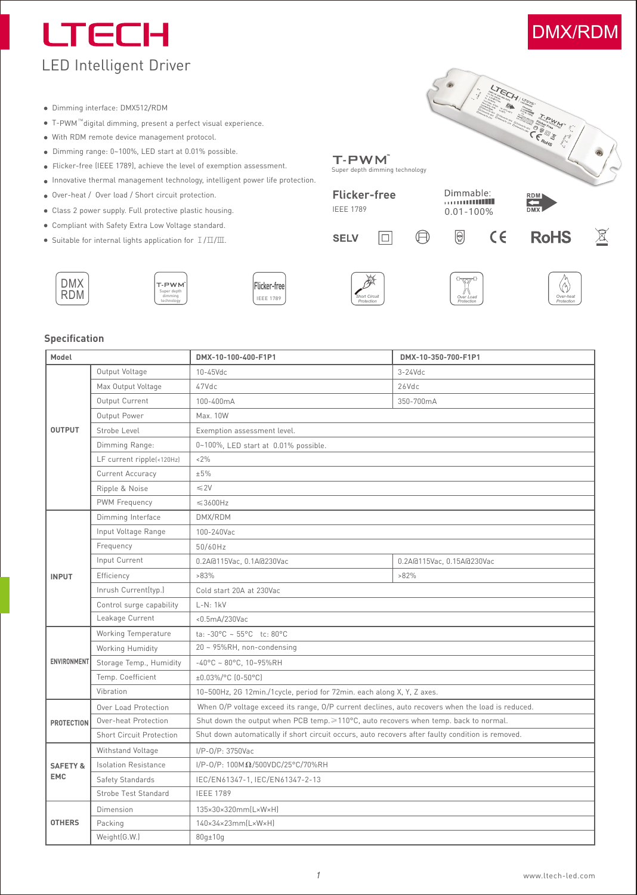# LTECH

## LED Intelligent Driver

DMX/RDM

- Dimming interface: DMX512/RDM
- T-PWM™ digital dimming, present a perfect visual experience.
- With RDM remote device management protocol.
- Dimming range: 0~100%, LED start at 0.01% possible.
- Flicker-free (IEEE 1789), achieve the level of exemption assessment.
- Innovative thermal management technology, intelligent power life protection.
- Over-heat / Over load / Short circuit protection.
- Class 2 power supply. Full protective plastic housing.
- Compliant with Safety Extra Low Voltage standard.
- Suitable for internal lights application for Ⅰ/Ⅱ/Ⅲ.

T-PWM™ Super depth dimming technology

Flicker-free IEEE 1789

Dimmable: 0.01-100%

RDM DMX

SELV CE RoHS

DMX RDM | T-PWM Super depth dimming technology | Flicker-free IEEE 1789 | Short Circuit Protection | Over Load Protection | Over-heat Protection

### Specification

| Model | | DMX-10-100-400-F1P1 | DMX-10-350-700-F1P1 |
|---|---|---|---|
| OUTPUT | Output Voltage | 10-45Vdc | 3-24Vdc |
| | Max Output Voltage | 47Vdc | 26Vdc |
| | Output Current | 100-400mA | 350-700mA |
| | Output Power | Max. 10W | |
| | Strobe Level | Exemption assessment level. | |
| | Dimming Range: | 0~100%, LED start at 0.01% possible. | |
| | LF current ripple(<120Hz) | <2% | |
| | Current Accuracy | ±5% | |
| | Ripple & Noise | ≤2V | |
| | PWM Frequency | ≤3600Hz | |
| INPUT | Dimming Interface | DMX/RDM | |
| | Input Voltage Range | 100-240Vac | |
| | Frequency | 50/60Hz | |
| | Input Current | 0.2A@115Vac, 0.1A@230Vac | 0.2A@115Vac, 0.15A@230Vac |
| | Efficiency | >83% | >82% |
| | Inrush Current(typ.) | Cold start 20A at 230Vac | |
| | Control surge capability | L-N: 1kV | |
| | Leakage Current | <0.5mA/230Vac | |
| ENVIRONMENT | Working Temperature | ta: -30°C ~ 55°C tc: 80°C | |
| | Working Humidity | 20 ~ 95%RH, non-condensing | |
| | Storage Temp., Humidity | -40°C ~ 80°C, 10~95%RH | |
| | Temp. Coefficient | ±0.03%/°C (0-50°C) | |
| | Vibration | 10~500Hz, 2G 12min./1cycle, period for 72min. each along X, Y, Z axes. | |
| PROTECTION | Over Load Protection | When O/P voltage exceed its range, O/P current declines, auto recovers when the load is reduced. | |
| | Over-heat Protection | Shut down the output when PCB temp.≥110°C, auto recovers when temp. back to normal. | |
| | Short Circuit Protection | Shut down automatically if short circuit occurs, auto recovers after faulty condition is removed. | |
| SAFETY & EMC | Withstand Voltage | I/P-O/P: 3750Vac | |
| | Isolation Resistance | I/P-O/P: 100MΩ/500VDC/25°C/70%RH | |
| | Safety Standards | IEC/EN61347-1, IEC/EN61347-2-13 | |
| | Strobe Test Standard | IEEE 1789 | |
| OTHERS | Dimension | 135×30×320mm(L×W×H) | |
| | Packing | 140×34×23mm(L×W×H) | |
| | Weight(G.W.) | 80g±10g | |

www.ltech-led.com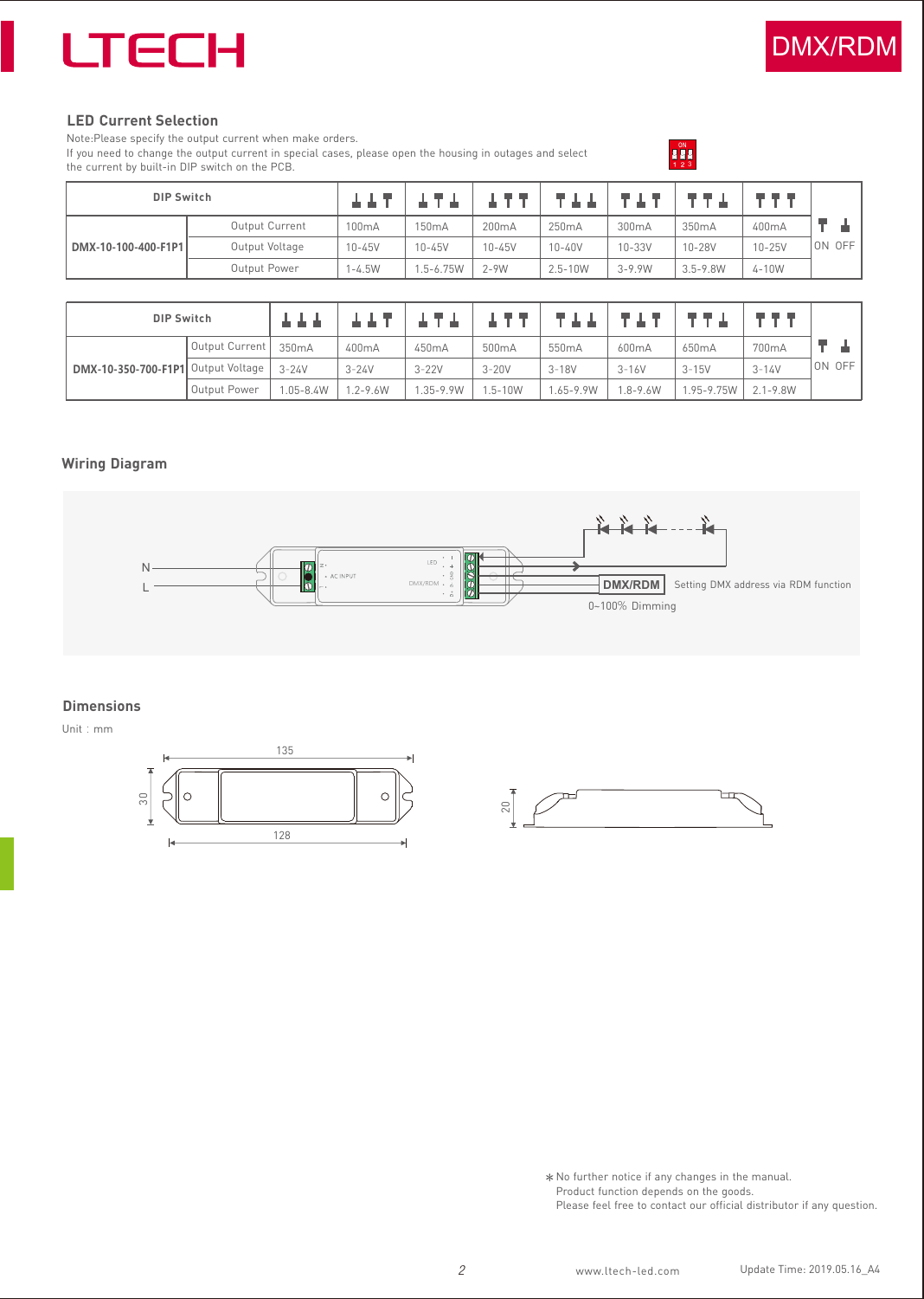DMX/RDM

## LED Current Selection

Note:Please specify the output current when make orders.
If you need to change the output current in special cases, please open the housing in outages and select the current by built-in DIP switch on the PCB.

| DIP Switch | | | | | | | | | |
|---|---|---|---|---|---|---|---|---|---|
| DMX-10-100-400-F1P1 | Output Current | 100mA | 150mA | 200mA | 250mA | 300mA | 350mA | 400mA | ON OFF |
| | Output Voltage | 10-45V | 10-45V | 10-45V | 10-40V | 10-33V | 10-28V | 10-25V | |
| | Output Power | 1-4.5W | 1.5-6.75W | 2-9W | 2.5-10W | 3-9.9W | 3.5-9.8W | 4-10W | |

| DIP Switch | | | | | | | | | | |
|---|---|---|---|---|---|---|---|---|---|---|
| DMX-10-350-700-F1P1 | Output Current | 350mA | 400mA | 450mA | 500mA | 550mA | 600mA | 650mA | 700mA | ON OFF |
| | Output Voltage | 3-24V | 3-24V | 3-22V | 3-20V | 3-18V | 3-16V | 3-15V | 3-14V | |
| | Output Power | 1.05-8.4W | 1.2-9.6W | 1.35-9.9W | 1.5-10W | 1.65-9.9W | 1.8-9.6W | 1.95-9.75W | 2.1-9.8W | |

## Wiring Diagram

N
L
AC INPUT
LED
DMX/RDM
DMX/RDM
Setting DMX address via RDM function
0~100% Dimming

## Dimensions

Unit : mm

135
128
30
20

*No further notice if any changes in the manual.
Product function depends on the goods.
Please feel free to contact our official distributor if any question.

www.ltech-led.com

Update Time: 2019.05.16_A4